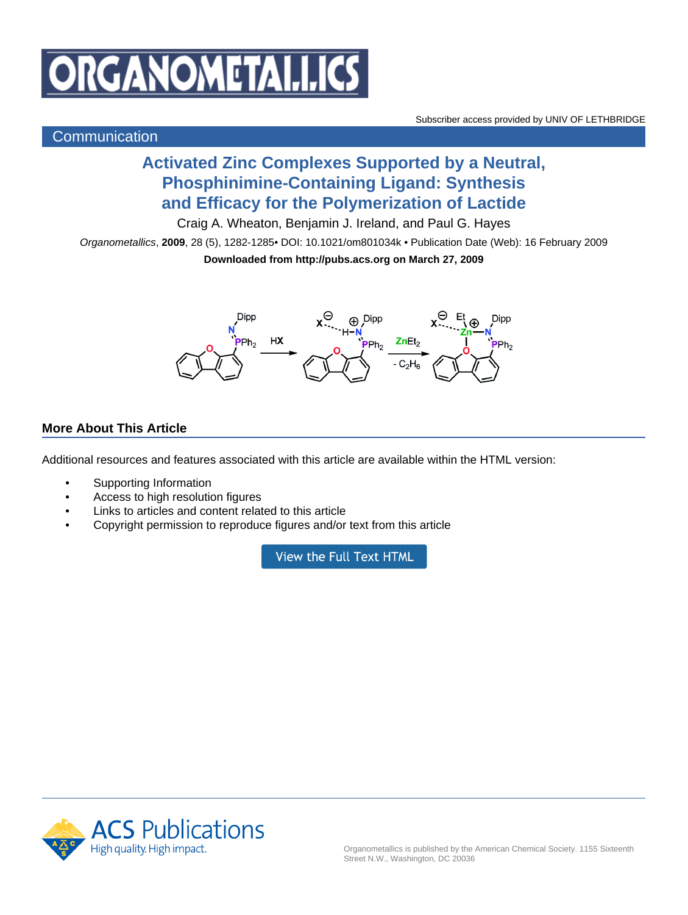Subscriber access provided by UNIV OF LETHBRIDGE

Communication

# Activated Zinc Complexes Supported by a Neutral, Phosphinimine-Containing Ligand: Synthesis and Efficacy for the Polymerization of Lactide

Craig A. Wheaton, Benjamin J. Ireland, and Paul G. Hayes

*Organometallics*, **2009**, 28 (5), 1282-1285• DOI: 10.1021/om801034k • Publication Date (Web): 16 February 2009

**Downloaded from http://pubs.acs.org on March 27, 2009**

## More About This Article

Additional resources and features associated with this article are available within the HTML version:

- Supporting Information
- Access to high resolution figures
- Links to articles and content related to this article
- Copyright permission to reproduce figures and/or text from this article

View the Full Text HTML

Organometallics is published by the American Chemical Society. 1155 Sixteenth Street N.W., Washington, DC 20036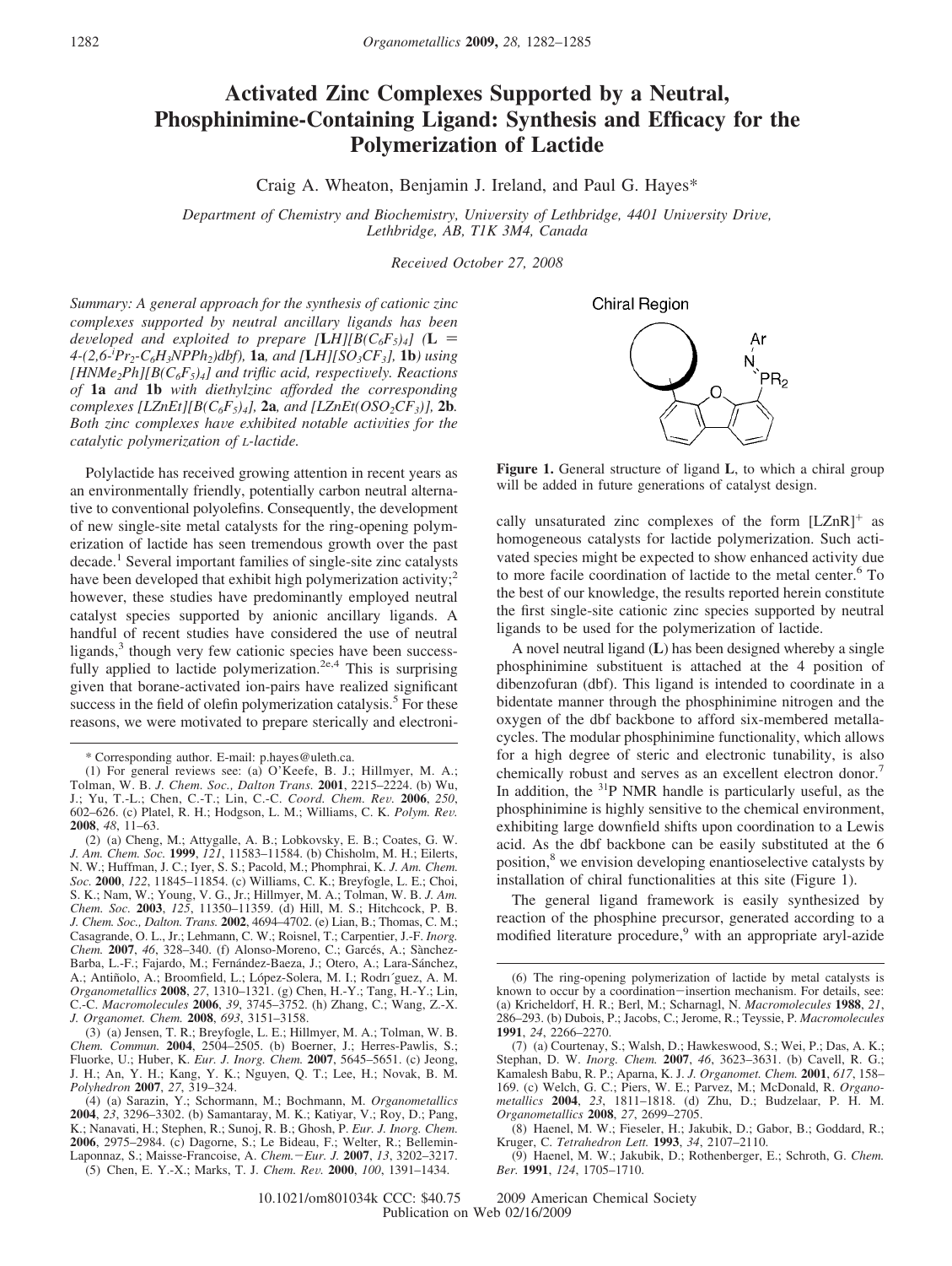# Activated Zinc Complexes Supported by a Neutral, Phosphinimine-Containing Ligand: Synthesis and Efficacy for the Polymerization of Lactide

Craig A. Wheaton, Benjamin J. Ireland, and Paul G. Hayes*

*Department of Chemistry and Biochemistry, University of Lethbridge, 4401 University Drive, Lethbridge, AB, T1K 3M4, Canada*

*Received October 27, 2008*

*Summary: A general approach for the synthesis of cationic zinc complexes supported by neutral ancillary ligands has been developed and exploited to prepare [**L**H][$B(C_6F_5)_4$] (**L** = 4-(2,6-$^iPr_2$-$C_6H_3NPPh_2$)dbf), **1a**, and [**L**H][$SO_3CF_3$], **1b**) using [$HNMe_2Ph$][$B(C_6F_5)_4$] and triflic acid, respectively. Reactions of **1a** and **1b** with diethylzinc afforded the corresponding complexes [**L**ZnEt][$B(C_6F_5)_4$], **2a**, and [**L**ZnEt($OSO_2CF_3$)], **2b**. Both zinc complexes have exhibited notable activities for the catalytic polymerization of L-lactide.*

Polylactide has received growing attention in recent years as an environmentally friendly, potentially carbon neutral alternative to conventional polyolefins. Consequently, the development of new single-site metal catalysts for the ring-opening polymerization of lactide has seen tremendous growth over the past decade.[1] Several important families of single-site zinc catalysts have been developed that exhibit high polymerization activity;[2] however, these studies have predominantly employed neutral catalyst species supported by anionic ancillary ligands. A handful of recent studies have considered the use of neutral ligands,[3] though very few cationic species have been successfully applied to lactide polymerization.[2e,4] This is surprising given that borane-activated ion-pairs have realized significant success in the field of olefin polymerization catalysis.[5] For these reasons, we were motivated to prepare sterically and electronically unsaturated zinc complexes of the form $[LZnR]^+$ as homogeneous catalysts for lactide polymerization. Such activated species might be expected to show enhanced activity due to more facile coordination of lactide to the metal center.[6] To the best of our knowledge, the results reported herein constitute the first single-site cationic zinc species supported by neutral ligands to be used for the polymerization of lactide.

Chiral Region

**Figure 1.** General structure of ligand **L**, to which a chiral group will be added in future generations of catalyst design.

A novel neutral ligand (**L**) has been designed whereby a single phosphinimine substituent is attached at the 4 position of dibenzofuran (dbf). This ligand is intended to coordinate in a bidentate manner through the phosphinimine nitrogen and the oxygen of the dbf backbone to afford six-membered metallacycles. The modular phosphinimine functionality, which allows for a high degree of steric and electronic tunability, is also chemically robust and serves as an excellent electron donor.[7] In addition, the $^{31}P$ NMR handle is particularly useful, as the phosphinimine is highly sensitive to the chemical environment, exhibiting large downfield shifts upon coordination to a Lewis acid. As the dbf backbone can be easily substituted at the 6 position,[8] we envision developing enantioselective catalysts by installation of chiral functionalities at this site (Figure 1).

The general ligand framework is easily synthesized by reaction of the phosphine precursor, generated according to a modified literature procedure,[9] with an appropriate aryl-azide

---

\* Corresponding author. E-mail: p.hayes@uleth.ca.

(1) For general reviews see: (a) O'Keefe, B. J.; Hillmyer, M. A.; Tolman, W. B. *J. Chem. Soc., Dalton Trans.* **2001**, 2215–2224. (b) Wu, J.; Yu, T.-L.; Chen, C.-T.; Lin, C.-C. *Coord. Chem. Rev.* **2006**, *250*, 602–626. (c) Platel, R. H.; Hodgson, L. M.; Williams, C. K. *Polym. Rev.* **2008**, *48*, 11–63.

(2) (a) Cheng, M.; Attygalle, A. B.; Lobkovsky, E. B.; Coates, G. W. *J. Am. Chem. Soc.* **1999**, *121*, 11583–11584. (b) Chisholm, M. H.; Eilerts, N. W.; Huffman, J. C.; Iyer, S. S.; Pacold, M.; Phomphrai, K. *J. Am. Chem. Soc.* **2000**, *122*, 11845–11854. (c) Williams, C. K.; Breyfogle, L. E.; Choi, S. K.; Nam, W.; Young, V. G., Jr.; Hillmyer, M. A.; Tolman, W. B. *J. Am. Chem. Soc.* **2003**, *125*, 11350–11359. (d) Hill, M. S.; Hitchcock, P. B. *J. Chem. Soc., Dalton. Trans.* **2002**, 4694–4702. (e) Lian, B.; Thomas, C. M.; Casagrande, O. L., Jr.; Lehmann, C. W.; Roisnel, T.; Carpentier, J.-F. *Inorg. Chem.* **2007**, *46*, 328–340. (f) Alonso-Moreno, C.; Garcés, A.; Sànchez-Barba, L.-F.; Fajardo, M.; Fernández-Baeza, J.; Otero, A.; Lara-Sánchez, A.; Antiñolo, A.; Broomfield, L.; López-Solera, M. I.; Rodrı´guez, A. M. *Organometallics* **2008**, *27*, 1310–1321. (g) Chen, H.-Y.; Tang, H.-Y.; Lin, C.-C. *Macromolecules* **2006**, *39*, 3745–3752. (h) Zhang, C.; Wang, Z.-X. *J. Organomet. Chem.* **2008**, *693*, 3151–3158.

(3) (a) Jensen, T. R.; Breyfogle, L. E.; Hillmyer, M. A.; Tolman, W. B. *Chem. Commun.* **2004**, 2504–2505. (b) Boerner, J.; Herres-Pawlis, S.; Fluorke, U.; Huber, K. *Eur. J. Inorg. Chem.* **2007**, 5645–5651. (c) Jeong, J. H.; An, Y. H.; Kang, Y. K.; Nguyen, Q. T.; Lee, H.; Novak, B. M. *Polyhedron* **2007**, *27*, 319–324.

(4) (a) Sarazin, Y.; Schormann, M.; Bochmann, M. *Organometallics* **2004**, *23*, 3296–3302. (b) Samantaray, M. K.; Katiyar, V.; Roy, D.; Pang, K.; Nanavati, H.; Stephen, R.; Sunoj, R. B.; Ghosh, P. *Eur. J. Inorg. Chem.* **2006**, 2975–2984. (c) Dagorne, S.; Le Bideau, F.; Welter, R.; Bellemin-Laponnaz, S.; Maisse-Francoise, A. *Chem.*–*Eur. J.* **2007**, *13*, 3202–3217.

(5) Chen, E. Y.-X.; Marks, T. J. *Chem. Rev.* **2000**, *100*, 1391–1434.

(6) The ring-opening polymerization of lactide by metal catalysts is known to occur by a coordination–insertion mechanism. For details, see: (a) Kricheldorf, H. R.; Berl, M.; Scharnagl, N. *Macromolecules* **1988**, *21*, 286–293. (b) Dubois, P.; Jacobs, C.; Jerome, R.; Teyssie, P. *Macromolecules* **1991**, *24*, 2266–2270.

(7) (a) Courtenay, S.; Walsh, D.; Hawkeswood, S.; Wei, P.; Das, A. K.; Stephan, D. W. *Inorg. Chem.* **2007**, *46*, 3623–3631. (b) Cavell, R. G.; Kamalesh Babu, R. P.; Aparna, K. J. *J. Organomet. Chem.* **2001**, *617*, 158–169. (c) Welch, G. C.; Piers, W. E.; Parvez, M.; McDonald, R. *Organometallics* **2004**, *23*, 1811–1818. (d) Zhu, D.; Budzelaar, P. H. M. *Organometallics* **2008**, *27*, 2699–2705.

(8) Haenel, M. W.; Fieseler, H.; Jakubik, D.; Gabor, B.; Goddard, R.; Kruger, C. *Tetrahedron Lett.* **1993**, *34*, 2107–2110.

(9) Haenel, M. W.; Jakubik, D.; Rothenberger, E.; Schroth, G. *Chem. Ber.* **1991**, *124*, 1705–1710.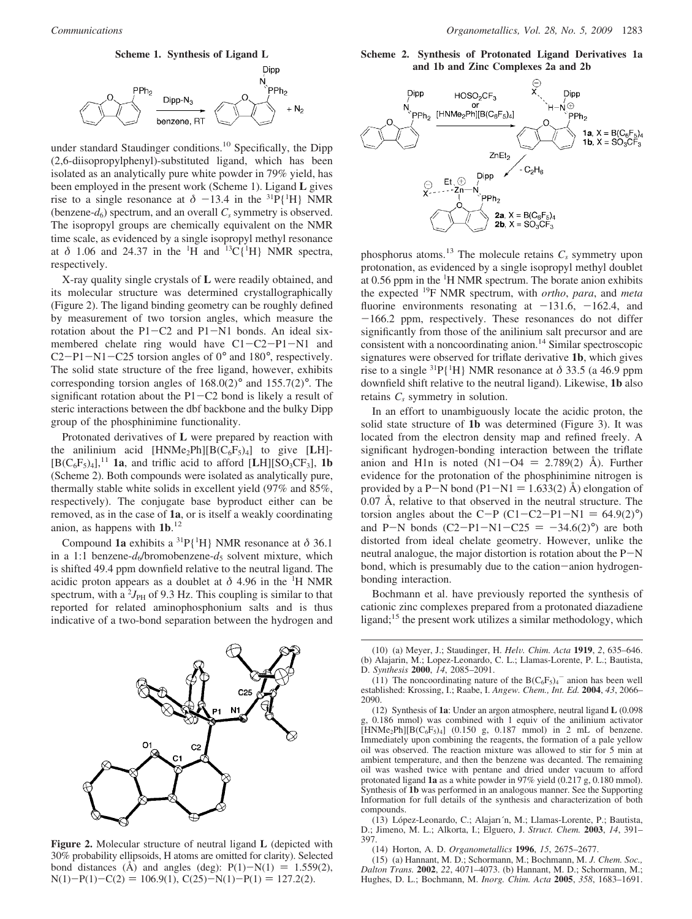**Scheme 1. Synthesis of Ligand L**

under standard Staudinger conditions.[10] Specifically, the Dipp (2,6-diisopropylphenyl)-substituted ligand, which has been isolated as an analytically pure white powder in 79% yield, has been employed in the present work (Scheme 1). Ligand **L** gives rise to a single resonance at $\delta$ −13.4 in the $^{31}P\{^1H\}$ NMR (benzene-$d_6$) spectrum, and an overall $C_s$ symmetry is observed. The isopropyl groups are chemically equivalent on the NMR time scale, as evidenced by a single isopropyl methyl resonance at $\delta$ 1.06 and 24.37 in the $^1H$ and $^{13}C\{^1H\}$ NMR spectra, respectively.

X-ray quality single crystals of **L** were readily obtained, and its molecular structure was determined crystallographically (Figure 2). The ligand binding geometry can be roughly defined by measurement of two torsion angles, which measure the rotation about the P1−C2 and P1−N1 bonds. An ideal six-membered chelate ring would have C1−C2−P1−N1 and C2−P1−N1−C25 torsion angles of 0° and 180°, respectively. The solid state structure of the free ligand, however, exhibits corresponding torsion angles of 168.0(2)° and 155.7(2)°. The significant rotation about the P1−C2 bond is likely a result of steric interactions between the dbf backbone and the bulky Dipp group of the phosphinimine functionality.

Protonated derivatives of **L** were prepared by reaction with the anilinium acid $[HNMe_2Ph][B(C_6F_5)_4]$ to give $[\mathbf{L}H][B(C_6F_5)_4]$,[11] **1a**, and triflic acid to afford $[\mathbf{L}H][SO_3CF_3]$, **1b** (Scheme 2). Both compounds were isolated as analytically pure, thermally stable white solids in excellent yield (97% and 85%, respectively). The conjugate base byproduct either can be removed, as in the case of **1a**, or is itself a weakly coordinating anion, as happens with **1b**.[12]

Compound **1a** exhibits a $^{31}P\{^1H\}$ NMR resonance at $\delta$ 36.1 in a 1:1 benzene-$d_6$/bromobenzene-$d_5$ solvent mixture, which is shifted 49.4 ppm downfield relative to the neutral ligand. The acidic proton appears as a doublet at $\delta$ 4.96 in the $^1H$ NMR spectrum, with a $^2J_{PH}$ of 9.3 Hz. This coupling is similar to that reported for related aminophosphonium salts and is thus indicative of a two-bond separation between the hydrogen and phosphorus atoms.[13] The molecule retains $C_s$ symmetry upon protonation, as evidenced by a single isopropyl methyl doublet at 0.56 ppm in the $^1H$ NMR spectrum. The borate anion exhibits the expected $^{19}F$ NMR spectrum, with *ortho*, *para*, and *meta* fluorine environments resonating at −131.6, −162.4, and −166.2 ppm, respectively. These resonances do not differ significantly from those of the anilinium salt precursor and are consistent with a noncoordinating anion.[14] Similar spectroscopic signatures were observed for triflate derivative **1b**, which gives rise to a single $^{31}P\{^1H\}$ NMR resonance at $\delta$ 33.5 (a 46.9 ppm downfield shift relative to the neutral ligand). Likewise, **1b** also retains $C_s$ symmetry in solution.

**Figure 2.** Molecular structure of neutral ligand **L** (depicted with 30% probability ellipsoids, H atoms are omitted for clarity). Selected bond distances (Å) and angles (deg): P(1)−N(1) = 1.559(2), N(1)−P(1)−C(2) = 106.9(1), C(25)−N(1)−P(1) = 127.2(2).

**Scheme 2. Synthesis of Protonated Ligand Derivatives 1a and 1b and Zinc Complexes 2a and 2b**

In an effort to unambiguously locate the acidic proton, the solid state structure of **1b** was determined (Figure 3). It was located from the electron density map and refined freely. A significant hydrogen-bonding interaction between the triflate anion and H1n is noted (N1−O4 = 2.789(2) Å). Further evidence for the protonation of the phosphinimine nitrogen is provided by a P−N bond (P1−N1 = 1.633(2) Å) elongation of 0.07 Å, relative to that observed in the neutral structure. The torsion angles about the C−P (C1−C2−P1−N1 = 64.9(2)°) and P−N bonds (C2−P1−N1−C25 = −34.6(2)°) are both distorted from ideal chelate geometry. However, unlike the neutral analogue, the major distortion is rotation about the P−N bond, which is presumably due to the cation−anion hydrogen-bonding interaction.

Bochmann et al. have previously reported the synthesis of cationic zinc complexes prepared from a protonated diazadiene ligand;[15] the present work utilizes a similar methodology, which

(10) (a) Meyer, J.; Staudinger, H. *Helv. Chim. Acta* **1919**, *2*, 635–646. (b) Alajarin, M.; Lopez-Leonardo, C. L.; Llamas-Lorente, P. L.; Bautista, D. *Synthesis* **2000**, *14*, 2085–2091.

(11) The noncoordinating nature of the $B(C_6F_5)_4^-$ anion has been well established: Krossing, I.; Raabe, I. *Angew. Chem., Int. Ed.* **2004**, *43*, 2066–2090.

(12) Synthesis of **1a**: Under an argon atmosphere, neutral ligand **L** (0.098 g, 0.186 mmol) was combined with 1 equiv of the anilinium activator $[HNMe_2Ph][B(C_6F_5)_4]$ (0.150 g, 0.187 mmol) in 2 mL of benzene. Immediately upon combining the reagents, the formation of a pale yellow oil was observed. The reaction mixture was allowed to stir for 5 min at ambient temperature, and then the benzene was decanted. The remaining oil was washed twice with pentane and dried under vacuum to afford protonated ligand **1a** as a white powder in 97% yield (0.217 g, 0.180 mmol). Synthesis of **1b** was performed in an analogous manner. See the Supporting Information for full details of the synthesis and characterization of both compounds.

(13) López-Leonardo, C.; Alajarín, M.; Llamas-Lorente, P.; Bautista, D.; Jimeno, M. L.; Alkorta, I.; Elguero, J. *Struct. Chem.* **2003**, *14*, 391–397.

(14) Horton, A. D. *Organometallics* **1996**, *15*, 2675–2677.

(15) (a) Hannant, M. D.; Schormann, M.; Bochmann, M. *J. Chem. Soc., Dalton Trans.* **2002**, *22*, 4071–4073. (b) Hannant, M. D.; Schormann, M.; Hughes, D. L.; Bochmann, M. *Inorg. Chim. Acta* **2005**, *358*, 1683–1691.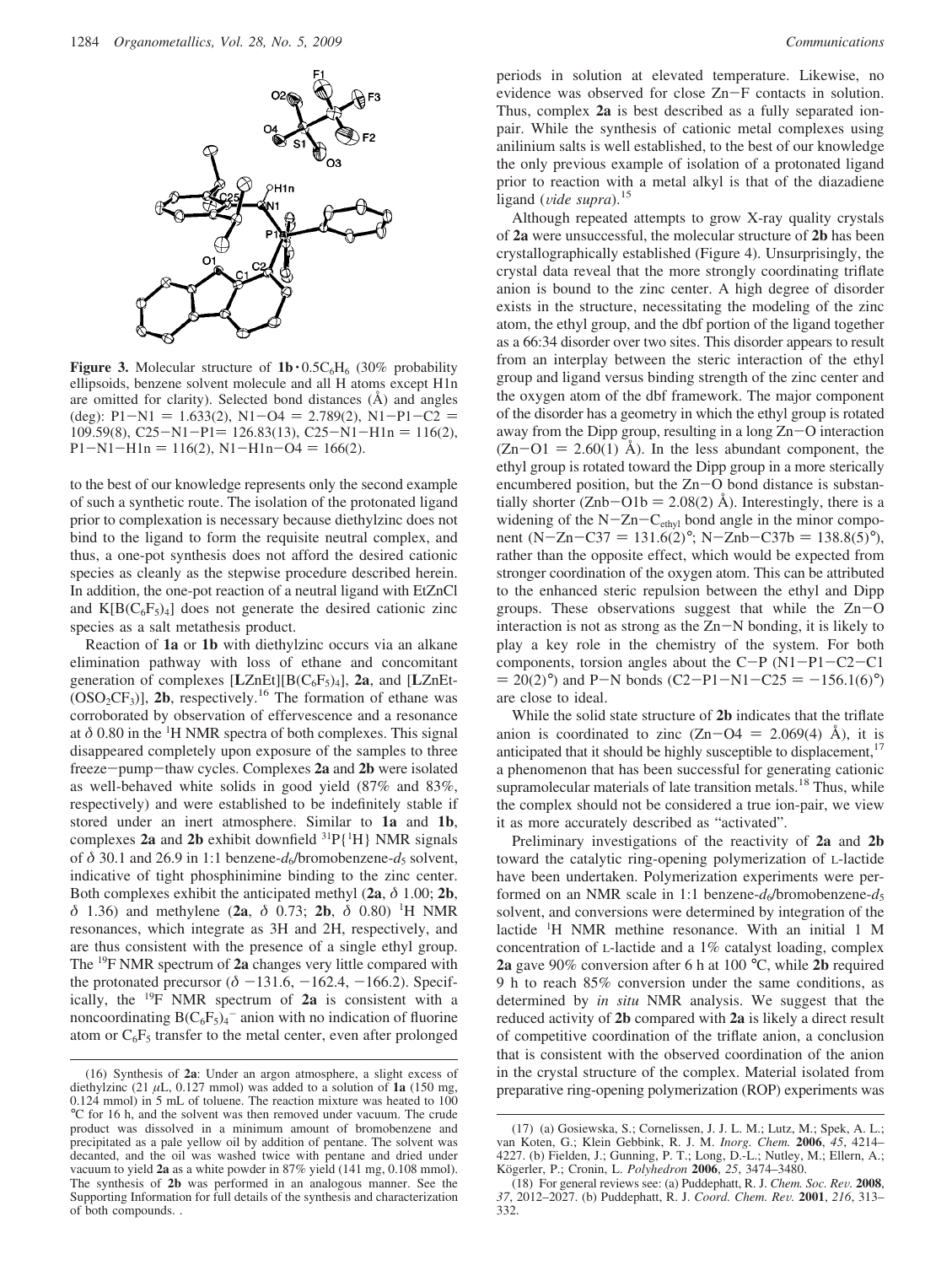**Figure 3.** Molecular structure of $\mathbf{1b} \cdot 0.5C_6H_6$ (30% probability ellipsoids, benzene solvent molecule and all H atoms except H1n are omitted for clarity). Selected bond distances (Å) and angles (deg): P1−N1 = 1.633(2), N1−O4 = 2.789(2), N1−P1−C2 = 109.59(8), C25−N1−P1= 126.83(13), C25−N1−H1n = 116(2), P1−N1−H1n = 116(2), N1−H1n−O4 = 166(2).

to the best of our knowledge represents only the second example of such a synthetic route. The isolation of the protonated ligand prior to complexation is necessary because diethylzinc does not bind to the ligand to form the requisite neutral complex, and thus, a one-pot synthesis does not afford the desired cationic species as cleanly as the stepwise procedure described herein. In addition, the one-pot reaction of a neutral ligand with EtZnCl and $K[B(C_6F_5)_4]$ does not generate the desired cationic zinc species as a salt metathesis product.

Reaction of **1a** or **1b** with diethylzinc occurs via an alkane elimination pathway with loss of ethane and concomitant generation of complexes [**L**ZnEt][$B(C_6F_5)_4$], **2a**, and [**L**ZnEt-($OSO_2CF_3$)], **2b**, respectively.[16] The formation of ethane was corroborated by observation of effervescence and a resonance at δ 0.80 in the $^1$H NMR spectra of both complexes. This signal disappeared completely upon exposure of the samples to three freeze−pump−thaw cycles. Complexes **2a** and **2b** were isolated as well-behaved white solids in good yield (87% and 83%, respectively) and were established to be indefinitely stable if stored under an inert atmosphere. Similar to **1a** and **1b**, complexes **2a** and **2b** exhibit downfield $^{31}P\{^1H\}$ NMR signals of δ 30.1 and 26.9 in 1:1 benzene-$d_6$/bromobenzene-$d_5$ solvent, indicative of tight phosphinimine binding to the zinc center. Both complexes exhibit the anticipated methyl (**2a**, δ 1.00; **2b**, δ 1.36) and methylene (**2a**, δ 0.73; **2b**, δ 0.80) $^1$H NMR resonances, which integrate as 3H and 2H, respectively, and are thus consistent with the presence of a single ethyl group. The $^{19}$F NMR spectrum of **2a** changes very little compared with the protonated precursor (δ −131.6, −162.4, −166.2). Specifically, the $^{19}$F NMR spectrum of **2a** is consistent with a noncoordinating $B(C_6F_5)_4^-$ anion with no indication of fluorine atom or $C_6F_5$ transfer to the metal center, even after prolonged periods in solution at elevated temperature. Likewise, no evidence was observed for close Zn−F contacts in solution. Thus, complex **2a** is best described as a fully separated ion-pair. While the synthesis of cationic metal complexes using anilinium salts is well established, to the best of our knowledge the only previous example of isolation of a protonated ligand prior to reaction with a metal alkyl is that of the diazadiene ligand (*vide supra*).[15]

Although repeated attempts to grow X-ray quality crystals of **2a** were unsuccessful, the molecular structure of **2b** has been crystallographically established (Figure 4). Unsurprisingly, the crystal data reveal that the more strongly coordinating triflate anion is bound to the zinc center. A high degree of disorder exists in the structure, necessitating the modeling of the zinc atom, the ethyl group, and the dbf portion of the ligand together as a 66:34 disorder over two sites. This disorder appears to result from an interplay between the steric interaction of the ethyl group and ligand versus binding strength of the zinc center and the oxygen atom of the dbf framework. The major component of the disorder has a geometry in which the ethyl group is rotated away from the Dipp group, resulting in a long Zn−O interaction (Zn−O1 = 2.60(1) Å). In the less abundant component, the ethyl group is rotated toward the Dipp group in a more sterically encumbered position, but the Zn−O bond distance is substantially shorter (Znb−O1b = 2.08(2) Å). Interestingly, there is a widening of the N−Zn−$C_{ethyl}$ bond angle in the minor component (N−Zn−C37 = 131.6(2)°; N−Znb−C37b = 138.8(5)°), rather than the opposite effect, which would be expected from stronger coordination of the oxygen atom. This can be attributed to the enhanced steric repulsion between the ethyl and Dipp groups. These observations suggest that while the Zn−O interaction is not as strong as the Zn−N bonding, it is likely to play a key role in the chemistry of the system. For both components, torsion angles about the C−P (N1−P1−C2−C1 = 20(2)°) and P−N bonds (C2−P1−N1−C25 = −156.1(6)°) are close to ideal.

While the solid state structure of **2b** indicates that the triflate anion is coordinated to zinc (Zn−O4 = 2.069(4) Å), it is anticipated that it should be highly susceptible to displacement,[17] a phenomenon that has been successful for generating cationic supramolecular materials of late transition metals.[18] Thus, while the complex should not be considered a true ion-pair, we view it as more accurately described as "activated".

Preliminary investigations of the reactivity of **2a** and **2b** toward the catalytic ring-opening polymerization of L-lactide have been undertaken. Polymerization experiments were performed on an NMR scale in 1:1 benzene-$d_6$/bromobenzene-$d_5$ solvent, and conversions were determined by integration of the lactide $^1$H NMR methine resonance. With an initial 1 M concentration of L-lactide and a 1% catalyst loading, complex **2a** gave 90% conversion after 6 h at 100 °C, while **2b** required 9 h to reach 85% conversion under the same conditions, as determined by *in situ* NMR analysis. We suggest that the reduced activity of **2b** compared with **2a** is likely a direct result of competitive coordination of the triflate anion, a conclusion that is consistent with the observed coordination of the anion in the crystal structure of the complex. Material isolated from preparative ring-opening polymerization (ROP) experiments was

(16) Synthesis of **2a**: Under an argon atmosphere, a slight excess of diethylzinc (21 μL, 0.127 mmol) was added to a solution of **1a** (150 mg, 0.124 mmol) in 5 mL of toluene. The reaction mixture was heated to 100 °C for 16 h, and the solvent was then removed under vacuum. The crude product was dissolved in a minimum amount of bromobenzene and precipitated as a pale yellow oil by addition of pentane. The solvent was decanted, and the oil was washed twice with pentane and dried under vacuum to yield **2a** as a white powder in 87% yield (141 mg, 0.108 mmol). The synthesis of **2b** was performed in an analogous manner. See the Supporting Information for full details of the synthesis and characterization of both compounds. .

(17) (a) Gosiewska, S.; Cornelissen, J. J. L. M.; Lutz, M.; Spek, A. L.; van Koten, G.; Klein Gebbink, R. J. M. *Inorg. Chem.* **2006**, *45*, 4214–4227. (b) Fielden, J.; Gunning, P. T.; Long, D.-L.; Nutley, M.; Ellern, A.; Kögerler, P.; Cronin, L. *Polyhedron* **2006**, *25*, 3474–3480.

(18) For general reviews see: (a) Puddephatt, R. J. *Chem. Soc. Rev.* **2008**, *37*, 2012–2027. (b) Puddephatt, R. J. *Coord. Chem. Rev.* **2001**, *216*, 313–332.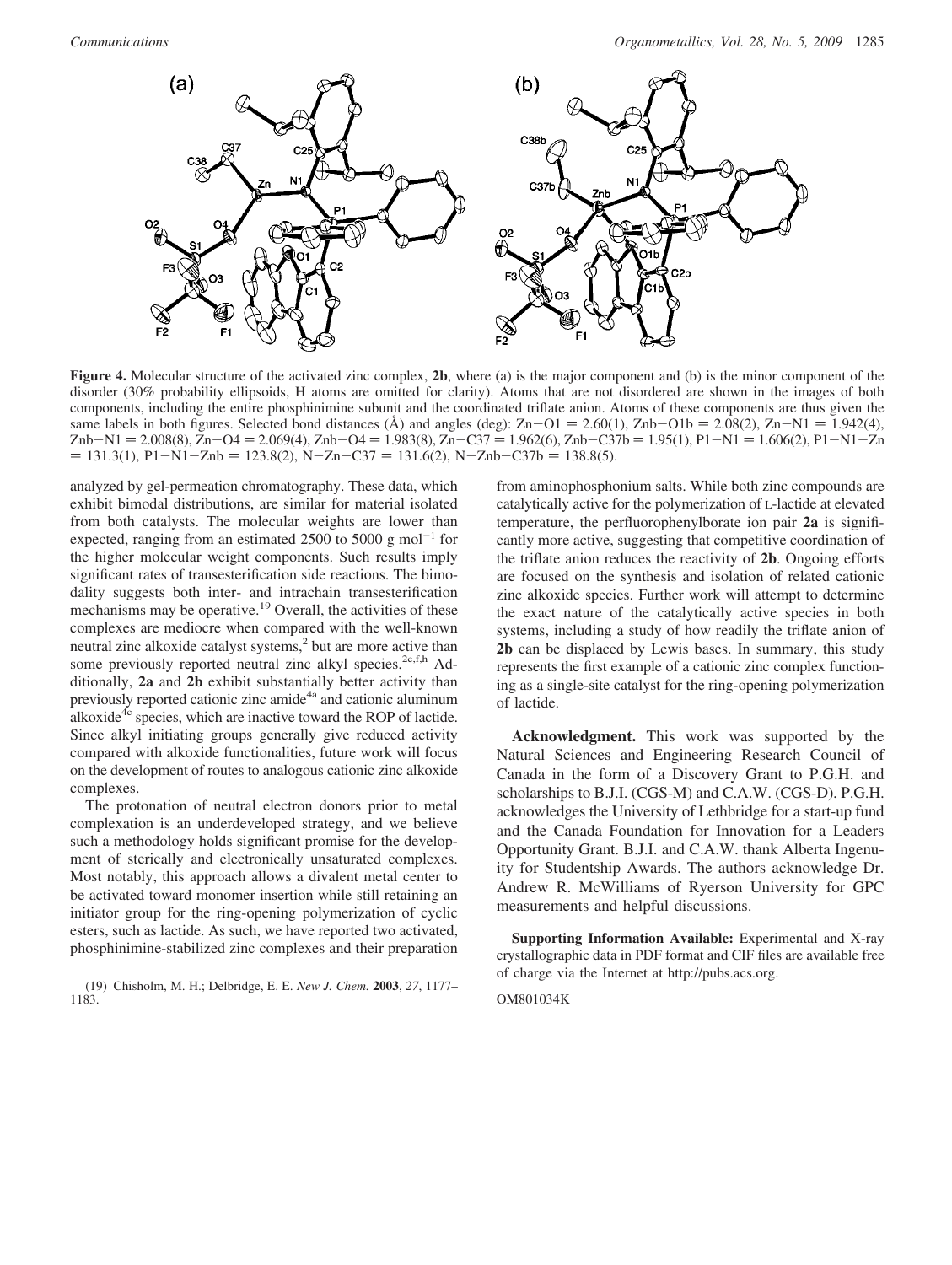Figure 4. Molecular structure of the activated zinc complex, **2b**, where (a) is the major component and (b) is the minor component of the disorder (30% probability ellipsoids, H atoms are omitted for clarity). Atoms that are not disordered are shown in the images of both components, including the entire phosphinimine subunit and the coordinated triflate anion. Atoms of these components are thus given the same labels in both figures. Selected bond distances (Å) and angles (deg): Zn−O1 = 2.60(1), Znb−O1b = 2.08(2), Zn−N1 = 1.942(4), Znb−N1 = 2.008(8), Zn−O4 = 2.069(4), Znb−O4 = 1.983(8), Zn−C37 = 1.962(6), Znb−C37b = 1.95(1), P1−N1 = 1.606(2), P1−N1−Zn = 131.3(1), P1−N1−Znb = 123.8(2), N−Zn−C37 = 131.6(2), N−Znb−C37b = 138.8(5).

analyzed by gel-permeation chromatography. These data, which exhibit bimodal distributions, are similar for material isolated from both catalysts. The molecular weights are lower than expected, ranging from an estimated 2500 to 5000 g mol$^{-1}$ for the higher molecular weight components. Such results imply significant rates of transesterification side reactions. The bimodality suggests both inter- and intrachain transesterification mechanisms may be operative.[19] Overall, the activities of these complexes are mediocre when compared with the well-known neutral zinc alkoxide catalyst systems,[2] but are more active than some previously reported neutral zinc alkyl species.[2e,f,h] Additionally, **2a** and **2b** exhibit substantially better activity than previously reported cationic zinc amide[4a] and cationic aluminum alkoxide[4c] species, which are inactive toward the ROP of lactide. Since alkyl initiating groups generally give reduced activity compared with alkoxide functionalities, future work will focus on the development of routes to analogous cationic zinc alkoxide complexes.

The protonation of neutral electron donors prior to metal complexation is an underdeveloped strategy, and we believe such a methodology holds significant promise for the development of sterically and electronically unsaturated complexes. Most notably, this approach allows a divalent metal center to be activated toward monomer insertion while still retaining an initiator group for the ring-opening polymerization of cyclic esters, such as lactide. As such, we have reported two activated, phosphinimine-stabilized zinc complexes and their preparation from aminophosphonium salts. While both zinc compounds are catalytically active for the polymerization of L-lactide at elevated temperature, the perfluorophenylborate ion pair **2a** is significantly more active, suggesting that competitive coordination of the triflate anion reduces the reactivity of **2b**. Ongoing efforts are focused on the synthesis and isolation of related cationic zinc alkoxide species. Further work will attempt to determine the exact nature of the catalytically active species in both systems, including a study of how readily the triflate anion of **2b** can be displaced by Lewis bases. In summary, this study represents the first example of a cationic zinc complex functioning as a single-site catalyst for the ring-opening polymerization of lactide.

**Acknowledgment.** This work was supported by the Natural Sciences and Engineering Research Council of Canada in the form of a Discovery Grant to P.G.H. and scholarships to B.J.I. (CGS-M) and C.A.W. (CGS-D). P.G.H. acknowledges the University of Lethbridge for a start-up fund and the Canada Foundation for Innovation for a Leaders Opportunity Grant. B.J.I. and C.A.W. thank Alberta Ingenuity for Studentship Awards. The authors acknowledge Dr. Andrew R. McWilliams of Ryerson University for GPC measurements and helpful discussions.

**Supporting Information Available:** Experimental and X-ray crystallographic data in PDF format and CIF files are available free of charge via the Internet at http://pubs.acs.org.

OM801034K

(19) Chisholm, M. H.; Delbridge, E. E. *New J. Chem.* **2003**, *27*, 1177–1183.